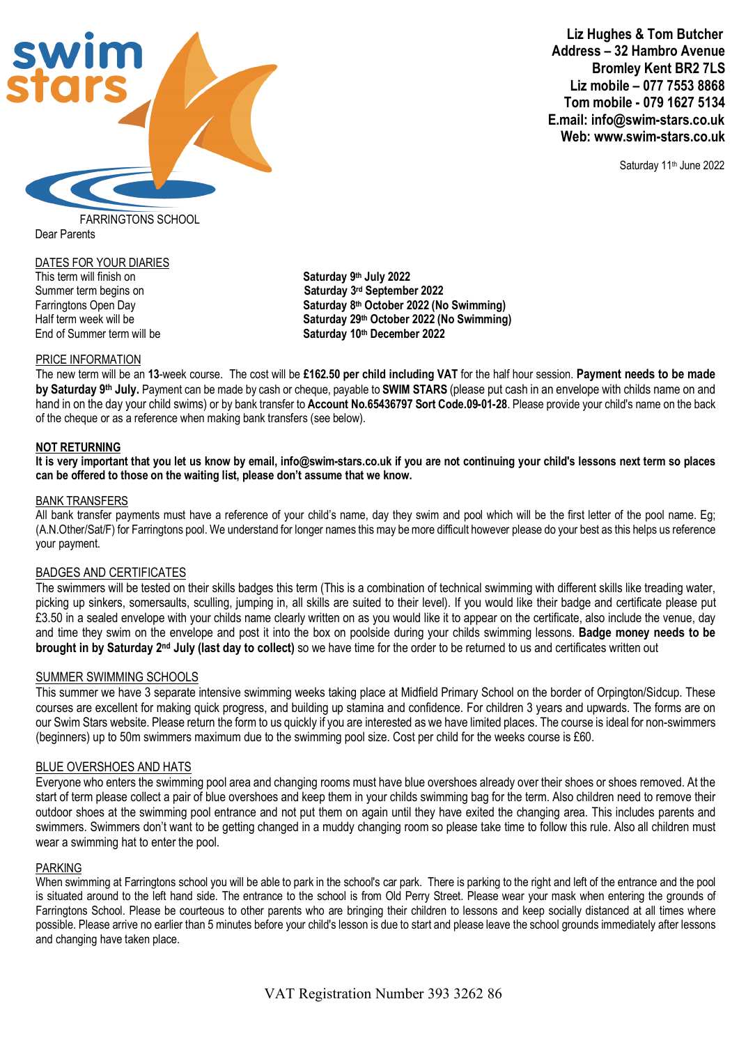**Liz Hughes & Tom Butcher**
**Address – 32 Hambro Avenue**
**Bromley Kent BR2 7LS**
**Liz mobile – 077 7553 8868**
**Tom mobile - 079 1627 5134**
**E.mail: info@swim-stars.co.uk**
**Web: www.swim-stars.co.uk**

Saturday 11th June 2022

FARRINGTONS SCHOOL

Dear Parents

## DATES FOR YOUR DIARIES

| | |
|---|---|
| This term will finish on | **Saturday 9th July 2022** |
| Summer term begins on | **Saturday 3rd September 2022** |
| Farringtons Open Day | **Saturday 8th October 2022 (No Swimming)** |
| Half term week will be | **Saturday 29th October 2022 (No Swimming)** |
| End of Summer term will be | **Saturday 10th December 2022** |

## PRICE INFORMATION

The new term will be an **13**-week course. The cost will be **£162.50 per child including VAT** for the half hour session. **Payment needs to be made by Saturday 9th July.** Payment can be made by cash or cheque, payable to **SWIM STARS** (please put cash in an envelope with childs name on and hand in on the day your child swims) or by bank transfer to **Account No.65436797 Sort Code.09-01-28**. Please provide your child's name on the back of the cheque or as a reference when making bank transfers (see below).

## NOT RETURNING

**It is very important that you let us know by email, info@swim-stars.co.uk if you are not continuing your child's lessons next term so places can be offered to those on the waiting list, please don't assume that we know.**

## BANK TRANSFERS

All bank transfer payments must have a reference of your child's name, day they swim and pool which will be the first letter of the pool name. Eg; (A.N.Other/Sat/F) for Farringtons pool. We understand for longer names this may be more difficult however please do your best as this helps us reference your payment.

## BADGES AND CERTIFICATES

The swimmers will be tested on their skills badges this term (This is a combination of technical swimming with different skills like treading water, picking up sinkers, somersaults, sculling, jumping in, all skills are suited to their level). If you would like their badge and certificate please put £3.50 in a sealed envelope with your childs name clearly written on as you would like it to appear on the certificate, also include the venue, day and time they swim on the envelope and post it into the box on poolside during your childs swimming lessons. **Badge money needs to be brought in by Saturday 2nd July (last day to collect)** so we have time for the order to be returned to us and certificates written out

## SUMMER SWIMMING SCHOOLS

This summer we have 3 separate intensive swimming weeks taking place at Midfield Primary School on the border of Orpington/Sidcup. These courses are excellent for making quick progress, and building up stamina and confidence. For children 3 years and upwards. The forms are on our Swim Stars website. Please return the form to us quickly if you are interested as we have limited places. The course is ideal for non-swimmers (beginners) up to 50m swimmers maximum due to the swimming pool size. Cost per child for the weeks course is £60.

## BLUE OVERSHOES AND HATS

Everyone who enters the swimming pool area and changing rooms must have blue overshoes already over their shoes or shoes removed. At the start of term please collect a pair of blue overshoes and keep them in your childs swimming bag for the term. Also children need to remove their outdoor shoes at the swimming pool entrance and not put them on again until they have exited the changing area. This includes parents and swimmers. Swimmers don't want to be getting changed in a muddy changing room so please take time to follow this rule. Also all children must wear a swimming hat to enter the pool.

## PARKING

When swimming at Farringtons school you will be able to park in the school's car park. There is parking to the right and left of the entrance and the pool is situated around to the left hand side. The entrance to the school is from Old Perry Street. Please wear your mask when entering the grounds of Farringtons School. Please be courteous to other parents who are bringing their children to lessons and keep socially distanced at all times where possible. Please arrive no earlier than 5 minutes before your child's lesson is due to start and please leave the school grounds immediately after lessons and changing have taken place.

VAT Registration Number 393 3262 86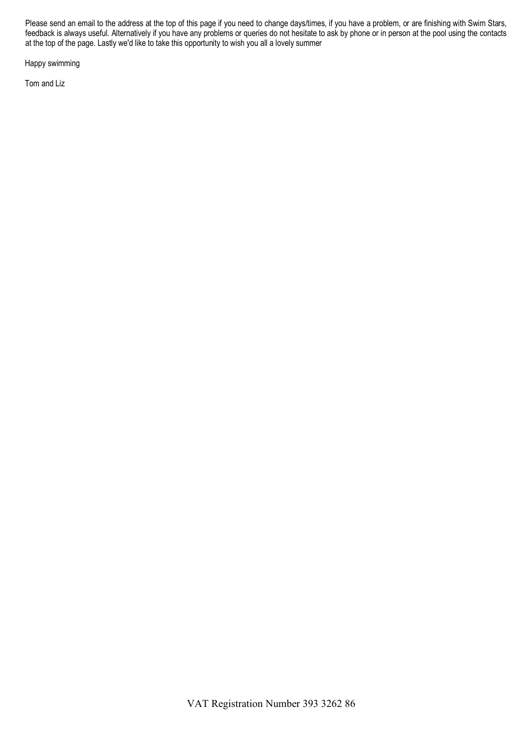Please send an email to the address at the top of this page if you need to change days/times, if you have a problem, or are finishing with Swim Stars, feedback is always useful. Alternatively if you have any problems or queries do not hesitate to ask by phone or in person at the pool using the contacts at the top of the page. Lastly we'd like to take this opportunity to wish you all a lovely summer

Happy swimming

Tom and Liz

VAT Registration Number 393 3262 86